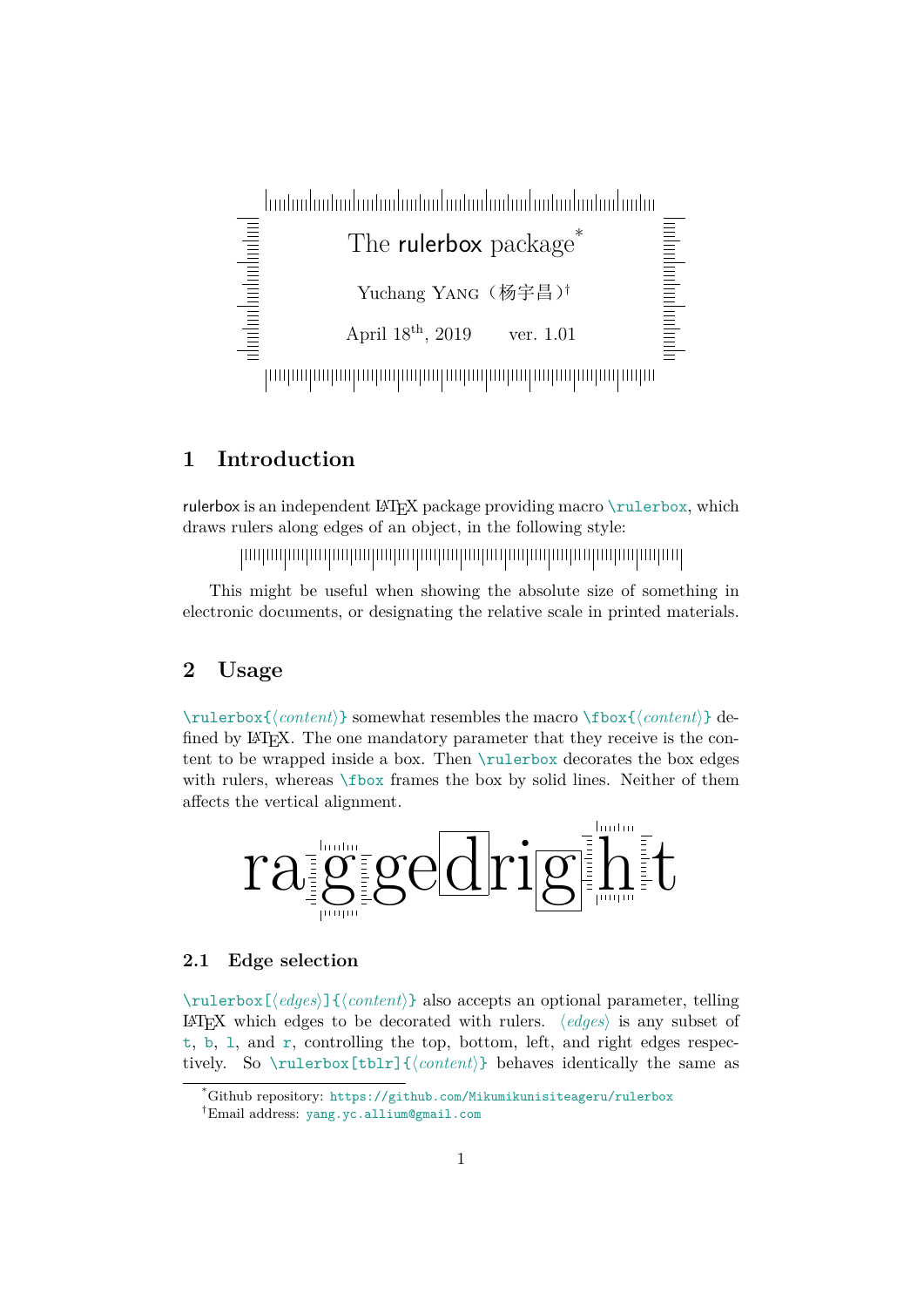# The rulerbox package[*]

Yuchang YANG（杨宇昌）[†]

April 18th, 2019　　ver. 1.01

## 1 Introduction

rulerbox is an independent LaTeX package providing macro `\rulerbox`, which draws rulers along edges of an object, in the following style:

This might be useful when showing the absolute size of something in electronic documents, or designating the relative scale in printed materials.

## 2 Usage

`\rulerbox{⟨content⟩}` somewhat resembles the macro `\fbox{⟨content⟩}` defined by LaTeX. The one mandatory parameter that they receive is the content to be wrapped inside a box. Then `\rulerbox` decorates the box edges with rulers, whereas `\fbox` frames the box by solid lines. Neither of them affects the vertical alignment.

raggedright

### 2.1 Edge selection

`\rulerbox[⟨edges⟩]{⟨content⟩}` also accepts an optional parameter, telling LaTeX which edges to be decorated with rulers. ⟨edges⟩ is any subset of `t`, `b`, `l`, and `r`, controlling the top, bottom, left, and right edges respectively. So `\rulerbox[tblr]{⟨content⟩}` behaves identically the same as

---

[*] Github repository: https://github.com/Mikumikunisiteageru/rulerbox

[†] Email address: yang.yc.allium@gmail.com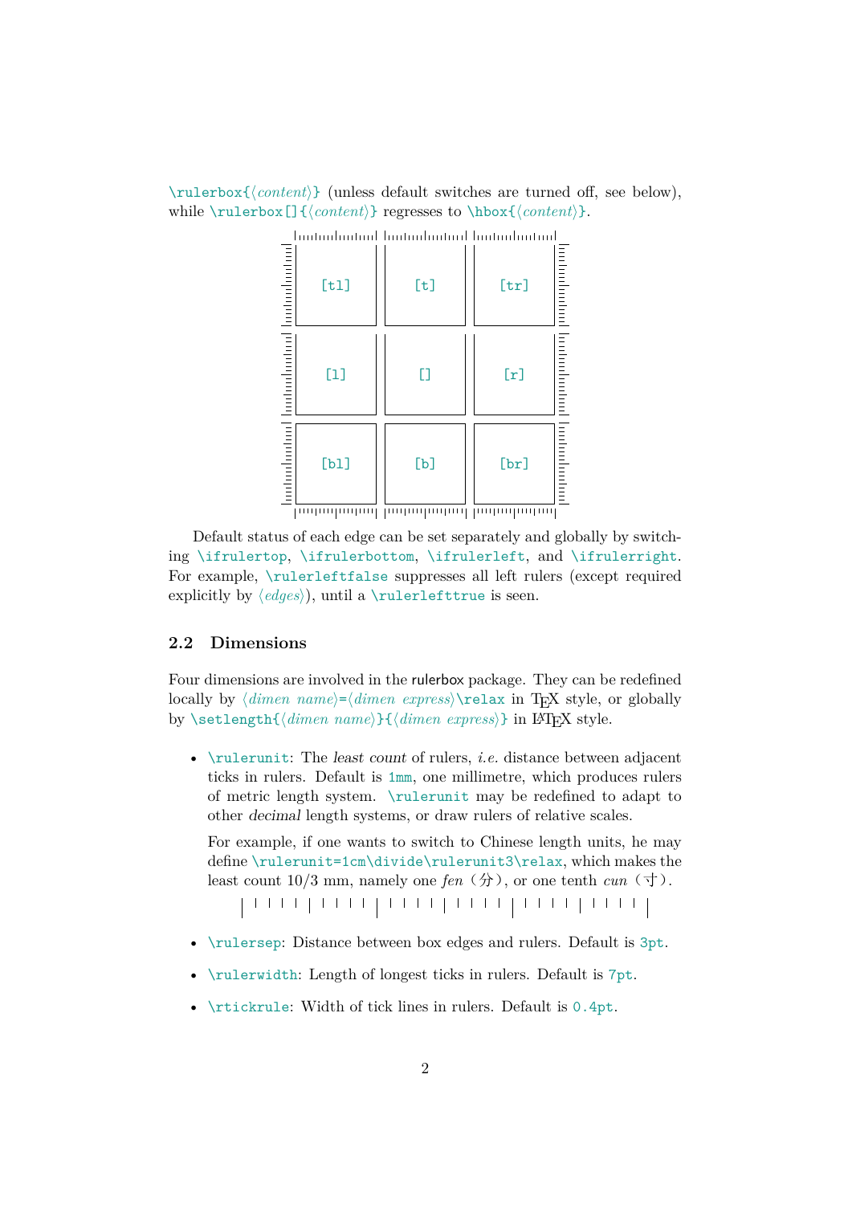`\rulerbox{⟨content⟩}` (unless default switches are turned off, see below), while `\rulerbox[]{⟨content⟩}` regresses to `\hbox{⟨content⟩}`.

[tl] [t] [tr]

[l] [] [r]

[bl] [b] [br]

Default status of each edge can be set separately and globally by switching `\ifrulertop`, `\ifrulerbottom`, `\ifrulerleft`, and `\ifrulerright`. For example, `\rulerleftfalse` suppresses all left rulers (except required explicitly by ⟨*edges*⟩), until a `\rulerlefttrue` is seen.

## 2.2 Dimensions

Four dimensions are involved in the rulerbox package. They can be redefined locally by `⟨dimen name⟩=⟨dimen express⟩\relax` in TeX style, or globally by `\setlength{⟨dimen name⟩}{⟨dimen express⟩}` in LaTeX style.

- `\rulerunit`: The *least count* of rulers, *i.e.* distance between adjacent ticks in rulers. Default is `1mm`, one millimetre, which produces rulers of metric length system. `\rulerunit` may be redefined to adapt to other *decimal* length systems, or draw rulers of relative scales.

  For example, if one wants to switch to Chinese length units, he may define `\rulerunit=1cm\divide\rulerunit3\relax`, which makes the least count 10/3 mm, namely one *fen*（分）, or one tenth *cun*（寸）.

- `\rulersep`: Distance between box edges and rulers. Default is `3pt`.
- `\rulerwidth`: Length of longest ticks in rulers. Default is `7pt`.
- `\rtickrule`: Width of tick lines in rulers. Default is `0.4pt`.